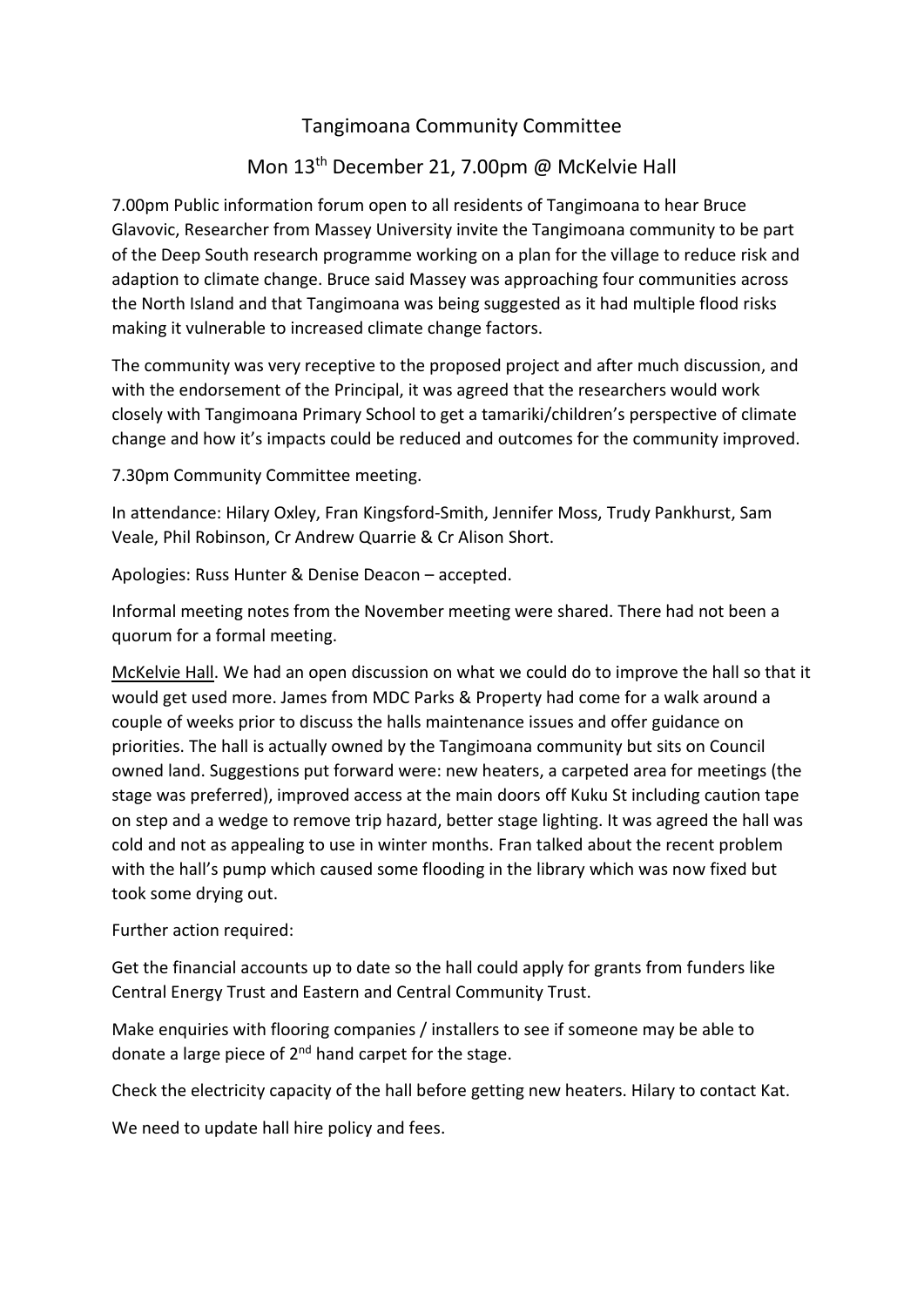# Tangimoana Community Committee

## Mon 13th December 21, 7.00pm @ McKelvie Hall

7.00pm Public information forum open to all residents of Tangimoana to hear Bruce Glavovic, Researcher from Massey University invite the Tangimoana community to be part of the Deep South research programme working on a plan for the village to reduce risk and adaption to climate change. Bruce said Massey was approaching four communities across the North Island and that Tangimoana was being suggested as it had multiple flood risks making it vulnerable to increased climate change factors.

The community was very receptive to the proposed project and after much discussion, and with the endorsement of the Principal, it was agreed that the researchers would work closely with Tangimoana Primary School to get a tamariki/children's perspective of climate change and how it's impacts could be reduced and outcomes for the community improved.

7.30pm Community Committee meeting.

In attendance: Hilary Oxley, Fran Kingsford-Smith, Jennifer Moss, Trudy Pankhurst, Sam Veale, Phil Robinson, Cr Andrew Quarrie & Cr Alison Short.

Apologies: Russ Hunter & Denise Deacon – accepted.

Informal meeting notes from the November meeting were shared. There had not been a quorum for a formal meeting.

<u>McKelvie Hall</u>. We had an open discussion on what we could do to improve the hall so that it would get used more. James from MDC Parks & Property had come for a walk around a couple of weeks prior to discuss the halls maintenance issues and offer guidance on priorities. The hall is actually owned by the Tangimoana community but sits on Council owned land. Suggestions put forward were: new heaters, a carpeted area for meetings (the stage was preferred), improved access at the main doors off Kuku St including caution tape on step and a wedge to remove trip hazard, better stage lighting. It was agreed the hall was cold and not as appealing to use in winter months. Fran talked about the recent problem with the hall's pump which caused some flooding in the library which was now fixed but took some drying out.

Further action required:

Get the financial accounts up to date so the hall could apply for grants from funders like Central Energy Trust and Eastern and Central Community Trust.

Make enquiries with flooring companies / installers to see if someone may be able to donate a large piece of 2nd hand carpet for the stage.

Check the electricity capacity of the hall before getting new heaters. Hilary to contact Kat.

We need to update hall hire policy and fees.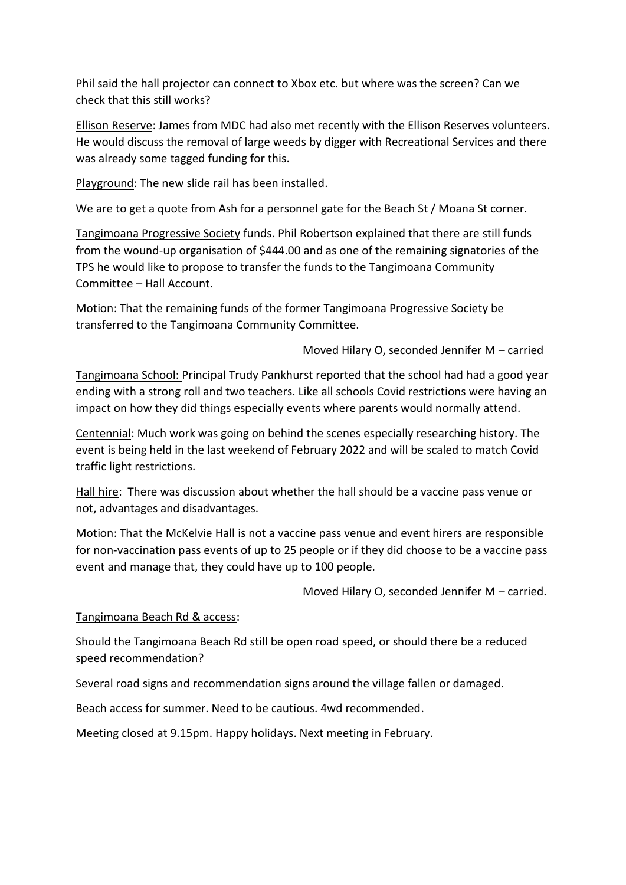Phil said the hall projector can connect to Xbox etc. but where was the screen? Can we check that this still works?

Ellison Reserve: James from MDC had also met recently with the Ellison Reserves volunteers. He would discuss the removal of large weeds by digger with Recreational Services and there was already some tagged funding for this.

Playground: The new slide rail has been installed.

We are to get a quote from Ash for a personnel gate for the Beach St / Moana St corner.

Tangimoana Progressive Society funds. Phil Robertson explained that there are still funds from the wound-up organisation of $444.00 and as one of the remaining signatories of the TPS he would like to propose to transfer the funds to the Tangimoana Community Committee – Hall Account.

Motion: That the remaining funds of the former Tangimoana Progressive Society be transferred to the Tangimoana Community Committee.

Moved Hilary O, seconded Jennifer M – carried

Tangimoana School: Principal Trudy Pankhurst reported that the school had had a good year ending with a strong roll and two teachers. Like all schools Covid restrictions were having an impact on how they did things especially events where parents would normally attend.

Centennial: Much work was going on behind the scenes especially researching history. The event is being held in the last weekend of February 2022 and will be scaled to match Covid traffic light restrictions.

Hall hire: There was discussion about whether the hall should be a vaccine pass venue or not, advantages and disadvantages.

Motion: That the McKelvie Hall is not a vaccine pass venue and event hirers are responsible for non-vaccination pass events of up to 25 people or if they did choose to be a vaccine pass event and manage that, they could have up to 100 people.

Moved Hilary O, seconded Jennifer M – carried.

Tangimoana Beach Rd & access:

Should the Tangimoana Beach Rd still be open road speed, or should there be a reduced speed recommendation?

Several road signs and recommendation signs around the village fallen or damaged.

Beach access for summer. Need to be cautious. 4wd recommended.

Meeting closed at 9.15pm. Happy holidays. Next meeting in February.